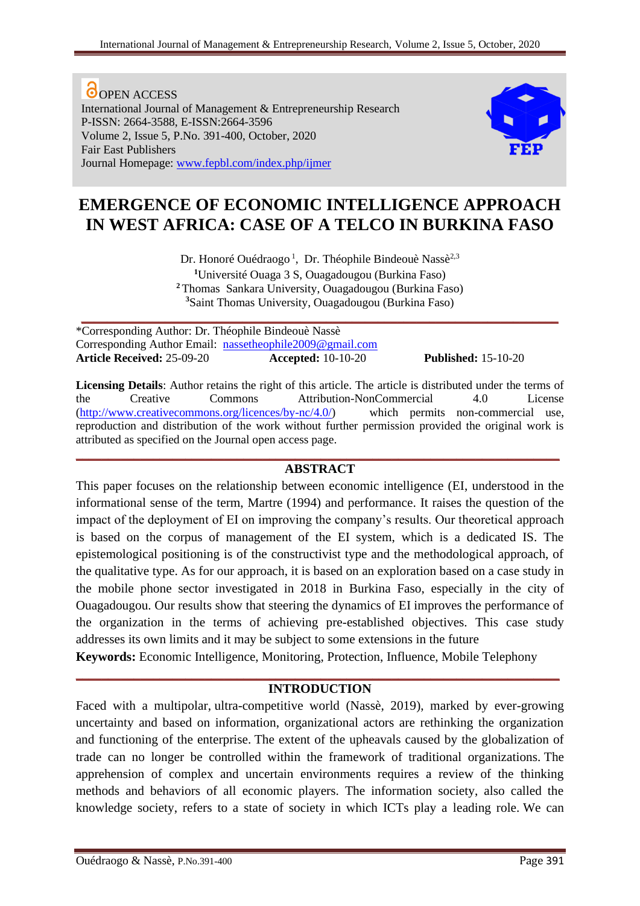OPEN ACCESS
International Journal of Management & Entrepreneurship Research
P-ISSN: 2664-3588, E-ISSN:2664-3596
Volume 2, Issue 5, P.No. 391-400, October, 2020
Fair East Publishers
Journal Homepage: www.fepbl.com/index.php/ijmer

# EMERGENCE OF ECONOMIC INTELLIGENCE APPROACH IN WEST AFRICA: CASE OF A TELCO IN BURKINA FASO

Dr. Honoré Ouédraogo[1], Dr. Théophile Bindeouè Nassè[2,3]

[1]Université Ouaga 3 S, Ouagadougou (Burkina Faso)
[2]Thomas Sankara University, Ouagadougou (Burkina Faso)
[3]Saint Thomas University, Ouagadougou (Burkina Faso)

*Corresponding Author: Dr. Théophile Bindeouè Nassè
Corresponding Author Email: nassetheophile2009@gmail.com
**Article Received:** 25-09-20 **Accepted:** 10-10-20 **Published:** 15-10-20

**Licensing Details**: Author retains the right of this article. The article is distributed under the terms of the Creative Commons Attribution-NonCommercial 4.0 License (http://www.creativecommons.org/licences/by-nc/4.0/) which permits non-commercial use, reproduction and distribution of the work without further permission provided the original work is attributed as specified on the Journal open access page.

## ABSTRACT

This paper focuses on the relationship between economic intelligence (EI, understood in the informational sense of the term, Martre (1994) and performance. It raises the question of the impact of the deployment of EI on improving the company's results. Our theoretical approach is based on the corpus of management of the EI system, which is a dedicated IS. The epistemological positioning is of the constructivist type and the methodological approach, of the qualitative type. As for our approach, it is based on an exploration based on a case study in the mobile phone sector investigated in 2018 in Burkina Faso, especially in the city of Ouagadougou. Our results show that steering the dynamics of EI improves the performance of the organization in the terms of achieving pre-established objectives. This case study addresses its own limits and it may be subject to some extensions in the future

**Keywords:** Economic Intelligence, Monitoring, Protection, Influence, Mobile Telephony

## INTRODUCTION

Faced with a multipolar, ultra-competitive world (Nassè, 2019), marked by ever-growing uncertainty and based on information, organizational actors are rethinking the organization and functioning of the enterprise. The extent of the upheavals caused by the globalization of trade can no longer be controlled within the framework of traditional organizations. The apprehension of complex and uncertain environments requires a review of the thinking methods and behaviors of all economic players. The information society, also called the knowledge society, refers to a state of society in which ICTs play a leading role. We can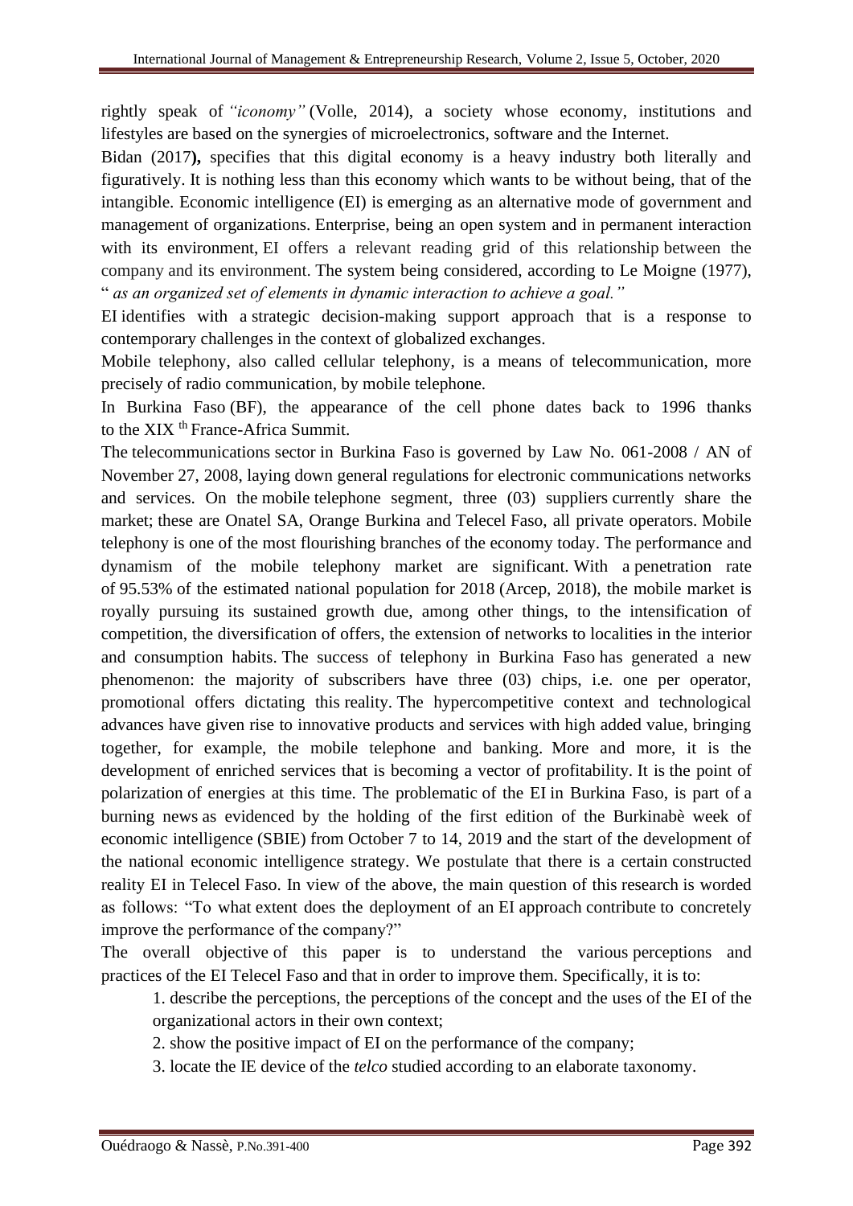rightly speak of *"iconomy"* (Volle, 2014), a society whose economy, institutions and lifestyles are based on the synergies of microelectronics, software and the Internet.

Bidan (2017**),** specifies that this digital economy is a heavy industry both literally and figuratively. It is nothing less than this economy which wants to be without being, that of the intangible. Economic intelligence (EI) is emerging as an alternative mode of government and management of organizations. Enterprise, being an open system and in permanent interaction with its environment, EI offers a relevant reading grid of this relationship between the company and its environment. The system being considered, according to Le Moigne (1977), " *as an organized set of elements in dynamic interaction to achieve a goal."*

EI identifies with a strategic decision-making support approach that is a response to contemporary challenges in the context of globalized exchanges.

Mobile telephony, also called cellular telephony, is a means of telecommunication, more precisely of radio communication, by mobile telephone.

In Burkina Faso (BF), the appearance of the cell phone dates back to 1996 thanks to the XIX th France-Africa Summit.

The telecommunications sector in Burkina Faso is governed by Law No. 061-2008 / AN of November 27, 2008, laying down general regulations for electronic communications networks and services. On the mobile telephone segment, three (03) suppliers currently share the market; these are Onatel SA, Orange Burkina and Telecel Faso, all private operators. Mobile telephony is one of the most flourishing branches of the economy today. The performance and dynamism of the mobile telephony market are significant. With a penetration rate of 95.53% of the estimated national population for 2018 (Arcep, 2018), the mobile market is royally pursuing its sustained growth due, among other things, to the intensification of competition, the diversification of offers, the extension of networks to localities in the interior and consumption habits. The success of telephony in Burkina Faso has generated a new phenomenon: the majority of subscribers have three (03) chips, i.e. one per operator, promotional offers dictating this reality. The hypercompetitive context and technological advances have given rise to innovative products and services with high added value, bringing together, for example, the mobile telephone and banking. More and more, it is the development of enriched services that is becoming a vector of profitability. It is the point of polarization of energies at this time. The problematic of the EI in Burkina Faso, is part of a burning news as evidenced by the holding of the first edition of the Burkinabè week of economic intelligence (SBIE) from October 7 to 14, 2019 and the start of the development of the national economic intelligence strategy. We postulate that there is a certain constructed reality EI in Telecel Faso. In view of the above, the main question of this research is worded as follows: "To what extent does the deployment of an EI approach contribute to concretely improve the performance of the company?"

The overall objective of this paper is to understand the various perceptions and practices of the EI Telecel Faso and that in order to improve them. Specifically, it is to:

1. describe the perceptions, the perceptions of the concept and the uses of the EI of the organizational actors in their own context;
2. show the positive impact of EI on the performance of the company;
3. locate the IE device of the *telco* studied according to an elaborate taxonomy.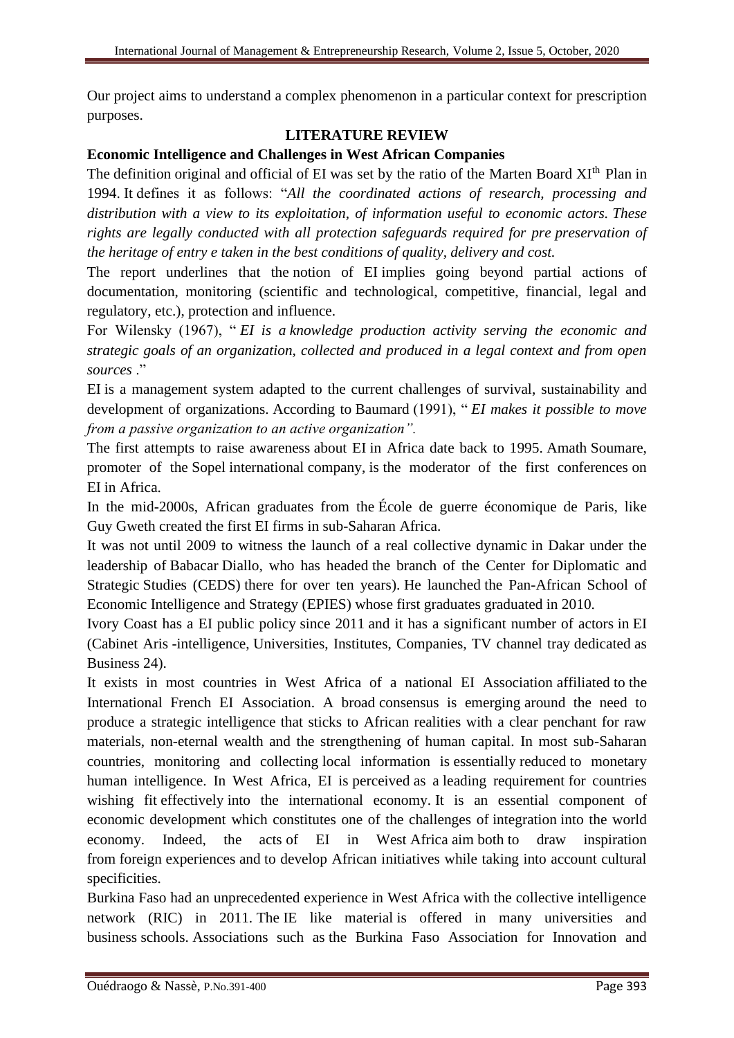Our project aims to understand a complex phenomenon in a particular context for prescription purposes.

## LITERATURE REVIEW

### Economic Intelligence and Challenges in West African Companies

The definition original and official of EI was set by the ratio of the Marten Board XI[th] Plan in 1994. It defines it as follows: "*All the coordinated actions of research, processing and distribution with a view to its exploitation, of information useful to economic actors. These rights are legally conducted with all protection safeguards required for pre preservation of the heritage of entry e taken in the best conditions of quality, delivery and cost.*

The report underlines that the notion of EI implies going beyond partial actions of documentation, monitoring (scientific and technological, competitive, financial, legal and regulatory, etc.), protection and influence.

For Wilensky (1967), " *EI is a knowledge production activity serving the economic and strategic goals of an organization, collected and produced in a legal context and from open sources* ."

EI is a management system adapted to the current challenges of survival, sustainability and development of organizations. According to Baumard (1991), " *EI makes it possible to move from a passive organization to an active organization".*

The first attempts to raise awareness about EI in Africa date back to 1995. Amath Soumare, promoter of the Sopel international company, is the moderator of the first conferences on EI in Africa.

In the mid-2000s, African graduates from the École de guerre économique de Paris, like Guy Gweth created the first EI firms in sub-Saharan Africa.

It was not until 2009 to witness the launch of a real collective dynamic in Dakar under the leadership of Babacar Diallo, who has headed the branch of the Center for Diplomatic and Strategic Studies (CEDS) there for over ten years). He launched the Pan-African School of Economic Intelligence and Strategy (EPIES) whose first graduates graduated in 2010.

Ivory Coast has a EI public policy since 2011 and it has a significant number of actors in EI (Cabinet Aris -intelligence, Universities, Institutes, Companies, TV channel tray dedicated as Business 24).

It exists in most countries in West Africa of a national EI Association affiliated to the International French EI Association. A broad consensus is emerging around the need to produce a strategic intelligence that sticks to African realities with a clear penchant for raw materials, non-eternal wealth and the strengthening of human capital. In most sub-Saharan countries, monitoring and collecting local information is essentially reduced to monetary human intelligence. In West Africa, EI is perceived as a leading requirement for countries wishing fit effectively into the international economy. It is an essential component of economic development which constitutes one of the challenges of integration into the world economy. Indeed, the acts of EI in West Africa aim both to draw inspiration from foreign experiences and to develop African initiatives while taking into account cultural specificities.

Burkina Faso had an unprecedented experience in West Africa with the collective intelligence network (RIC) in 2011. The IE like material is offered in many universities and business schools. Associations such as the Burkina Faso Association for Innovation and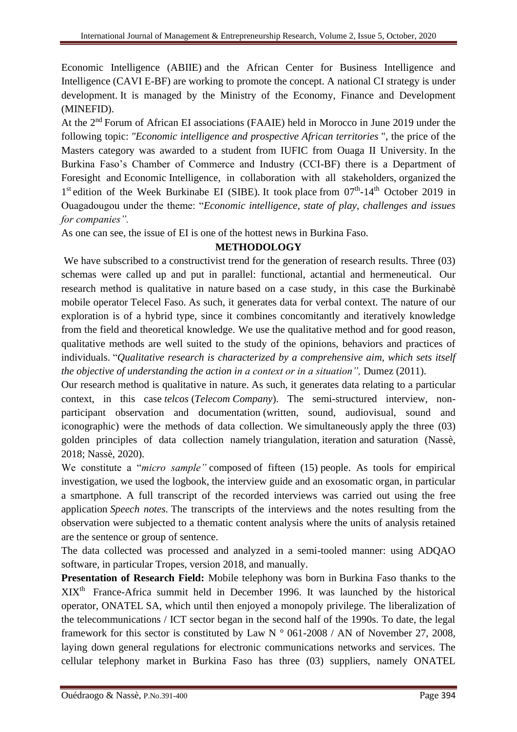Economic Intelligence (ABIIE) and the African Center for Business Intelligence and Intelligence (CAVI E-BF) are working to promote the concept. A national CI strategy is under development. It is managed by the Ministry of the Economy, Finance and Development (MINEFID).

At the 2nd Forum of African EI associations (FAAIE) held in Morocco in June 2019 under the following topic: *"Economic intelligence and prospective African territories* ", the price of the Masters category was awarded to a student from IUFIC from Ouaga II University. In the Burkina Faso's Chamber of Commerce and Industry (CCI-BF) there is a Department of Foresight and Economic Intelligence, in collaboration with all stakeholders, organized the 1st edition of the Week Burkinabe EI (SIBE). It took place from 07th-14th October 2019 in Ouagadougou under the theme: "*Economic intelligence, state of play, challenges and issues for companies".*

As one can see, the issue of EI is one of the hottest news in Burkina Faso.

## METHODOLOGY

We have subscribed to a constructivist trend for the generation of research results. Three (03) schemas were called up and put in parallel: functional, actantial and hermeneutical. Our research method is qualitative in nature based on a case study, in this case the Burkinabè mobile operator Telecel Faso. As such, it generates data for verbal context. The nature of our exploration is of a hybrid type, since it combines concomitantly and iteratively knowledge from the field and theoretical knowledge. We use the qualitative method and for good reason, qualitative methods are well suited to the study of the opinions, behaviors and practices of individuals. "*Qualitative research is characterized by a comprehensive aim, which sets itself the objective of understanding the action in a context or in a situation",* Dumez (2011).

Our research method is qualitative in nature. As such, it generates data relating to a particular context, in this case *telcos* (*Telecom Company*). The semi-structured interview, non-participant observation and documentation (written, sound, audiovisual, sound and iconographic) were the methods of data collection. We simultaneously apply the three (03) golden principles of data collection namely triangulation, iteration and saturation (Nassè, 2018; Nassè, 2020).

We constitute a "*micro sample"* composed of fifteen (15) people. As tools for empirical investigation, we used the logbook, the interview guide and an exosomatic organ, in particular a smartphone. A full transcript of the recorded interviews was carried out using the free application *Speech notes*. The transcripts of the interviews and the notes resulting from the observation were subjected to a thematic content analysis where the units of analysis retained are the sentence or group of sentence.

The data collected was processed and analyzed in a semi-tooled manner: using ADQAO software, in particular Tropes, version 2018, and manually.

**Presentation of Research Field:** Mobile telephony was born in Burkina Faso thanks to the XIXth France-Africa summit held in December 1996. It was launched by the historical operator, ONATEL SA, which until then enjoyed a monopoly privilege. The liberalization of the telecommunications / ICT sector began in the second half of the 1990s. To date, the legal framework for this sector is constituted by Law N ° 061-2008 / AN of November 27, 2008, laying down general regulations for electronic communications networks and services. The cellular telephony market in Burkina Faso has three (03) suppliers, namely ONATEL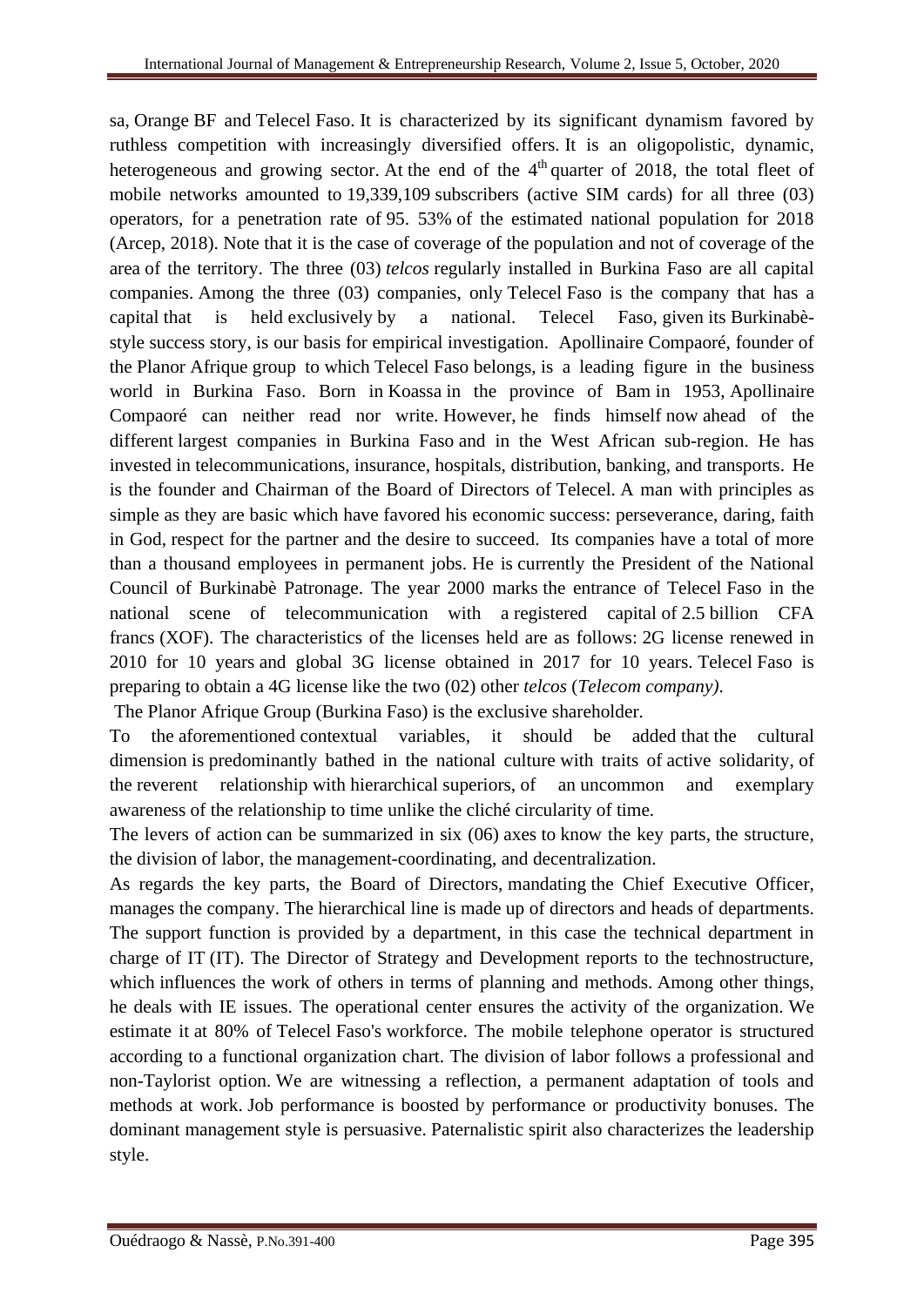sa, Orange BF and Telecel Faso. It is characterized by its significant dynamism favored by ruthless competition with increasingly diversified offers. It is an oligopolistic, dynamic, heterogeneous and growing sector. At the end of the 4th quarter of 2018, the total fleet of mobile networks amounted to 19,339,109 subscribers (active SIM cards) for all three (03) operators, for a penetration rate of 95. 53% of the estimated national population for 2018 (Arcep, 2018). Note that it is the case of coverage of the population and not of coverage of the area of the territory. The three (03) *telcos* regularly installed in Burkina Faso are all capital companies. Among the three (03) companies, only Telecel Faso is the company that has a capital that is held exclusively by a national. Telecel Faso, given its Burkinabè-style success story, is our basis for empirical investigation. Apollinaire Compaoré, founder of the Planor Afrique group to which Telecel Faso belongs, is a leading figure in the business world in Burkina Faso. Born in Koassa in the province of Bam in 1953, Apollinaire Compaoré can neither read nor write. However, he finds himself now ahead of the different largest companies in Burkina Faso and in the West African sub-region. He has invested in telecommunications, insurance, hospitals, distribution, banking, and transports. He is the founder and Chairman of the Board of Directors of Telecel. A man with principles as simple as they are basic which have favored his economic success: perseverance, daring, faith in God, respect for the partner and the desire to succeed. Its companies have a total of more than a thousand employees in permanent jobs. He is currently the President of the National Council of Burkinabè Patronage. The year 2000 marks the entrance of Telecel Faso in the national scene of telecommunication with a registered capital of 2.5 billion CFA francs (XOF). The characteristics of the licenses held are as follows: 2G license renewed in 2010 for 10 years and global 3G license obtained in 2017 for 10 years. Telecel Faso is preparing to obtain a 4G license like the two (02) other *telcos* (*Telecom company)*.

The Planor Afrique Group (Burkina Faso) is the exclusive shareholder.

To the aforementioned contextual variables, it should be added that the cultural dimension is predominantly bathed in the national culture with traits of active solidarity, of the reverent relationship with hierarchical superiors, of an uncommon and exemplary awareness of the relationship to time unlike the cliché circularity of time.

The levers of action can be summarized in six (06) axes to know the key parts, the structure, the division of labor, the management-coordinating, and decentralization.

As regards the key parts, the Board of Directors, mandating the Chief Executive Officer, manages the company. The hierarchical line is made up of directors and heads of departments. The support function is provided by a department, in this case the technical department in charge of IT (IT). The Director of Strategy and Development reports to the technostructure, which influences the work of others in terms of planning and methods. Among other things, he deals with IE issues. The operational center ensures the activity of the organization. We estimate it at 80% of Telecel Faso's workforce. The mobile telephone operator is structured according to a functional organization chart. The division of labor follows a professional and non-Taylorist option. We are witnessing a reflection, a permanent adaptation of tools and methods at work. Job performance is boosted by performance or productivity bonuses. The dominant management style is persuasive. Paternalistic spirit also characterizes the leadership style.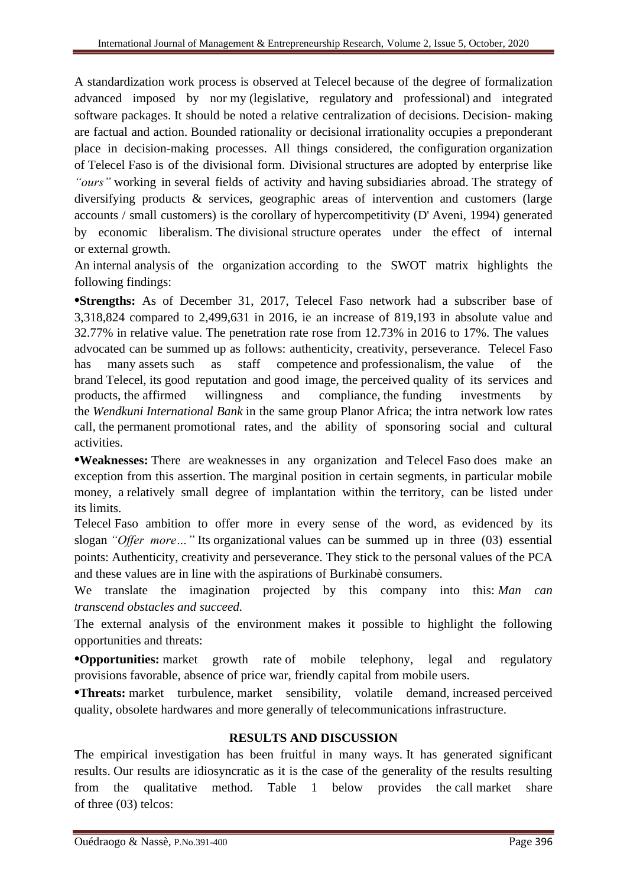A standardization work process is observed at Telecel because of the degree of formalization advanced imposed by nor my (legislative, regulatory and professional) and integrated software packages. It should be noted a relative centralization of decisions. Decision- making are factual and action. Bounded rationality or decisional irrationality occupies a preponderant place in decision-making processes. All things considered, the configuration organization of Telecel Faso is of the divisional form. Divisional structures are adopted by enterprise like *"ours"* working in several fields of activity and having subsidiaries abroad. The strategy of diversifying products & services, geographic areas of intervention and customers (large accounts / small customers) is the corollary of hypercompetitivity (D' Aveni, 1994) generated by economic liberalism. The divisional structure operates under the effect of internal or external growth.

An internal analysis of the organization according to the SWOT matrix highlights the following findings:

- **Strengths:** As of December 31, 2017, Telecel Faso network had a subscriber base of 3,318,824 compared to 2,499,631 in 2016, ie an increase of 819,193 in absolute value and 32.77% in relative value. The penetration rate rose from 12.73% in 2016 to 17%. The values advocated can be summed up as follows: authenticity, creativity, perseverance. Telecel Faso has many assets such as staff competence and professionalism, the value of the brand Telecel, its good reputation and good image, the perceived quality of its services and products, the affirmed willingness and compliance, the funding investments by the *Wendkuni International Bank* in the same group Planor Africa; the intra network low rates call, the permanent promotional rates, and the ability of sponsoring social and cultural activities.
- **Weaknesses:** There are weaknesses in any organization and Telecel Faso does make an exception from this assertion. The marginal position in certain segments, in particular mobile money, a relatively small degree of implantation within the territory, can be listed under its limits.

Telecel Faso ambition to offer more in every sense of the word, as evidenced by its slogan *"Offer more…"* Its organizational values can be summed up in three (03) essential points: Authenticity, creativity and perseverance. They stick to the personal values of the PCA and these values are in line with the aspirations of Burkinabè consumers.

We translate the imagination projected by this company into this: *Man can transcend obstacles and succeed.*

The external analysis of the environment makes it possible to highlight the following opportunities and threats:

- **Opportunities:** market growth rate of mobile telephony, legal and regulatory provisions favorable, absence of price war, friendly capital from mobile users.
- **Threats:** market turbulence, market sensibility, volatile demand, increased perceived quality, obsolete hardwares and more generally of telecommunications infrastructure.

## RESULTS AND DISCUSSION

The empirical investigation has been fruitful in many ways. It has generated significant results. Our results are idiosyncratic as it is the case of the generality of the results resulting from the qualitative method. Table 1 below provides the call market share of three (03) telcos: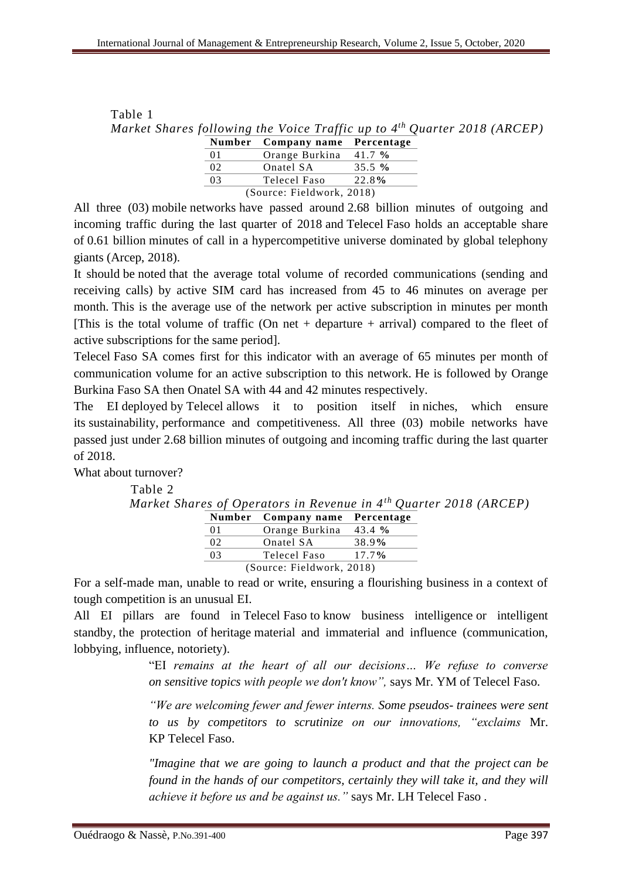Table 1

*Market Shares following the Voice Traffic up to $4^{th}$ Quarter 2018 (ARCEP)*

| Number | Company name | Percentage |
|---|---|---|
| 01 | Orange Burkina | 41.7 % |
| 02 | Onatel SA | 35.5 % |
| 03 | Telecel Faso | 22.8% |

(Source: Fieldwork, 2018)

All three (03) mobile networks have passed around 2.68 billion minutes of outgoing and incoming traffic during the last quarter of 2018 and Telecel Faso holds an acceptable share of 0.61 billion minutes of call in a hypercompetitive universe dominated by global telephony giants (Arcep, 2018).

It should be noted that the average total volume of recorded communications (sending and receiving calls) by active SIM card has increased from 45 to 46 minutes on average per month. This is the average use of the network per active subscription in minutes per month [This is the total volume of traffic (On net + departure + arrival) compared to the fleet of active subscriptions for the same period].

Telecel Faso SA comes first for this indicator with an average of 65 minutes per month of communication volume for an active subscription to this network. He is followed by Orange Burkina Faso SA then Onatel SA with 44 and 42 minutes respectively.

The EI deployed by Telecel allows it to position itself in niches, which ensure its sustainability, performance and competitiveness. All three (03) mobile networks have passed just under 2.68 billion minutes of outgoing and incoming traffic during the last quarter of 2018.

What about turnover?

Table 2

*Market Shares of Operators in Revenue in $4^{th}$ Quarter 2018 (ARCEP)*

| Number | Company name | Percentage |
|---|---|---|
| 01 | Orange Burkina | 43.4 % |
| 02 | Onatel SA | 38.9% |
| 03 | Telecel Faso | 17.7% |

(Source: Fieldwork, 2018)

For a self-made man, unable to read or write, ensuring a flourishing business in a context of tough competition is an unusual EI.

All EI pillars are found in Telecel Faso to know business intelligence or intelligent standby, the protection of heritage material and immaterial and influence (communication, lobbying, influence, notoriety).

> "EI *remains at the heart of all our decisions… We refuse to converse on sensitive topics with people we don't know",* says Mr. YM of Telecel Faso.
>
> *"We are welcoming fewer and fewer interns. Some pseudos- trainees were sent to us by competitors to scrutinize on our innovations, "exclaims* Mr. KP Telecel Faso.
>
> *"Imagine that we are going to launch a product and that the project can be found in the hands of our competitors, certainly they will take it, and they will achieve it before us and be against us."* says Mr. LH Telecel Faso .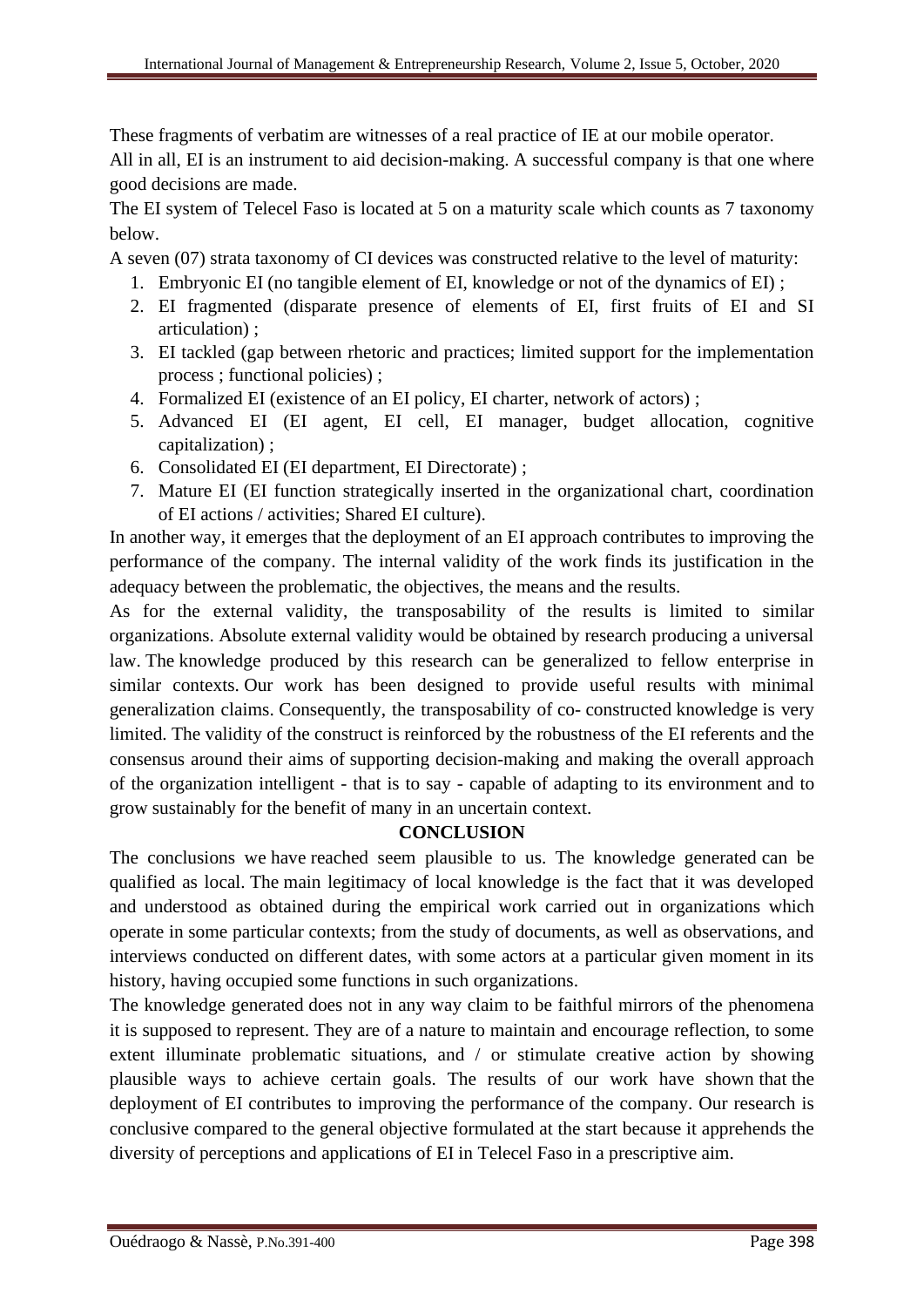These fragments of verbatim are witnesses of a real practice of IE at our mobile operator.

All in all, EI is an instrument to aid decision-making. A successful company is that one where good decisions are made.

The EI system of Telecel Faso is located at 5 on a maturity scale which counts as 7 taxonomy below.

A seven (07) strata taxonomy of CI devices was constructed relative to the level of maturity:

1. Embryonic EI (no tangible element of EI, knowledge or not of the dynamics of EI) ;
2. EI fragmented (disparate presence of elements of EI, first fruits of EI and SI articulation) ;
3. EI tackled (gap between rhetoric and practices; limited support for the implementation process ; functional policies) ;
4. Formalized EI (existence of an EI policy, EI charter, network of actors) ;
5. Advanced EI (EI agent, EI cell, EI manager, budget allocation, cognitive capitalization) ;
6. Consolidated EI (EI department, EI Directorate) ;
7. Mature EI (EI function strategically inserted in the organizational chart, coordination of EI actions / activities; Shared EI culture).

In another way, it emerges that the deployment of an EI approach contributes to improving the performance of the company. The internal validity of the work finds its justification in the adequacy between the problematic, the objectives, the means and the results.

As for the external validity, the transposability of the results is limited to similar organizations. Absolute external validity would be obtained by research producing a universal law. The knowledge produced by this research can be generalized to fellow enterprise in similar contexts. Our work has been designed to provide useful results with minimal generalization claims. Consequently, the transposability of co- constructed knowledge is very limited. The validity of the construct is reinforced by the robustness of the EI referents and the consensus around their aims of supporting decision-making and making the overall approach of the organization intelligent - that is to say - capable of adapting to its environment and to grow sustainably for the benefit of many in an uncertain context.

## CONCLUSION

The conclusions we have reached seem plausible to us. The knowledge generated can be qualified as local. The main legitimacy of local knowledge is the fact that it was developed and understood as obtained during the empirical work carried out in organizations which operate in some particular contexts; from the study of documents, as well as observations, and interviews conducted on different dates, with some actors at a particular given moment in its history, having occupied some functions in such organizations.

The knowledge generated does not in any way claim to be faithful mirrors of the phenomena it is supposed to represent. They are of a nature to maintain and encourage reflection, to some extent illuminate problematic situations, and / or stimulate creative action by showing plausible ways to achieve certain goals. The results of our work have shown that the deployment of EI contributes to improving the performance of the company. Our research is conclusive compared to the general objective formulated at the start because it apprehends the diversity of perceptions and applications of EI in Telecel Faso in a prescriptive aim.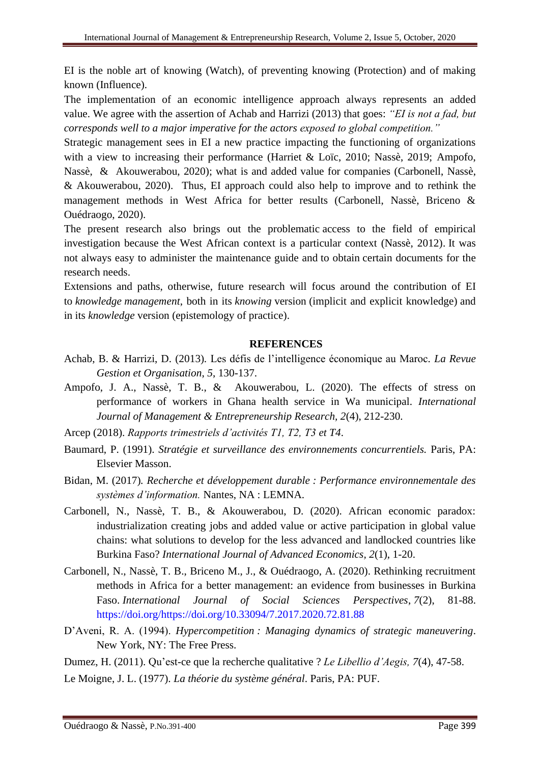EI is the noble art of knowing (Watch), of preventing knowing (Protection) and of making known (Influence).

The implementation of an economic intelligence approach always represents an added value. We agree with the assertion of Achab and Harrizi (2013) that goes: *"EI is not a fad, but corresponds well to a major imperative for the actors exposed to global competition."*

Strategic management sees in EI a new practice impacting the functioning of organizations with a view to increasing their performance (Harriet & Loïc, 2010; Nassè, 2019; Ampofo, Nassè, & Akouwerabou, 2020); what is and added value for companies (Carbonell, Nassè, & Akouwerabou, 2020). Thus, EI approach could also help to improve and to rethink the management methods in West Africa for better results (Carbonell, Nassè, Briceno & Ouédraogo, 2020).

The present research also brings out the problematic access to the field of empirical investigation because the West African context is a particular context (Nassè, 2012). It was not always easy to administer the maintenance guide and to obtain certain documents for the research needs.

Extensions and paths, otherwise, future research will focus around the contribution of EI to *knowledge management*, both in its *knowing* version (implicit and explicit knowledge) and in its *knowledge* version (epistemology of practice).

## REFERENCES

Achab, B. & Harrizi, D. (2013). Les défis de l'intelligence économique au Maroc. *La Revue Gestion et Organisation, 5*, 130-137.

Ampofo, J. A., Nassè, T. B., & Akouwerabou, L. (2020). The effects of stress on performance of workers in Ghana health service in Wa municipal. *International Journal of Management & Entrepreneurship Research, 2*(4), 212-230.

Arcep (2018). *Rapports trimestriels d'activités T1, T2, T3 et T4*.

Baumard, P. (1991). *Stratégie et surveillance des environnements concurrentiels.* Paris, PA: Elsevier Masson.

Bidan, M. (2017). *Recherche et développement durable : Performance environnementale des systèmes d'information.* Nantes, NA : LEMNA.

Carbonell, N., Nassè, T. B., & Akouwerabou, D. (2020). African economic paradox: industrialization creating jobs and added value or active participation in global value chains: what solutions to develop for the less advanced and landlocked countries like Burkina Faso? *International Journal of Advanced Economics, 2*(1), 1-20.

Carbonell, N., Nassè, T. B., Briceno M., J., & Ouédraogo, A. (2020). Rethinking recruitment methods in Africa for a better management: an evidence from businesses in Burkina Faso. *International Journal of Social Sciences Perspectives*, *7*(2), 81-88. https://doi.org/https://doi.org/10.33094/7.2017.2020.72.81.88

D'Aveni, R. A. (1994). *Hypercompetition : Managing dynamics of strategic maneuvering*. New York, NY: The Free Press.

Dumez, H. (2011). Qu'est-ce que la recherche qualitative ? *Le Libellio d'Aegis, 7*(4), 47-58.

Le Moigne, J. L. (1977). *La théorie du système général*. Paris, PA: PUF.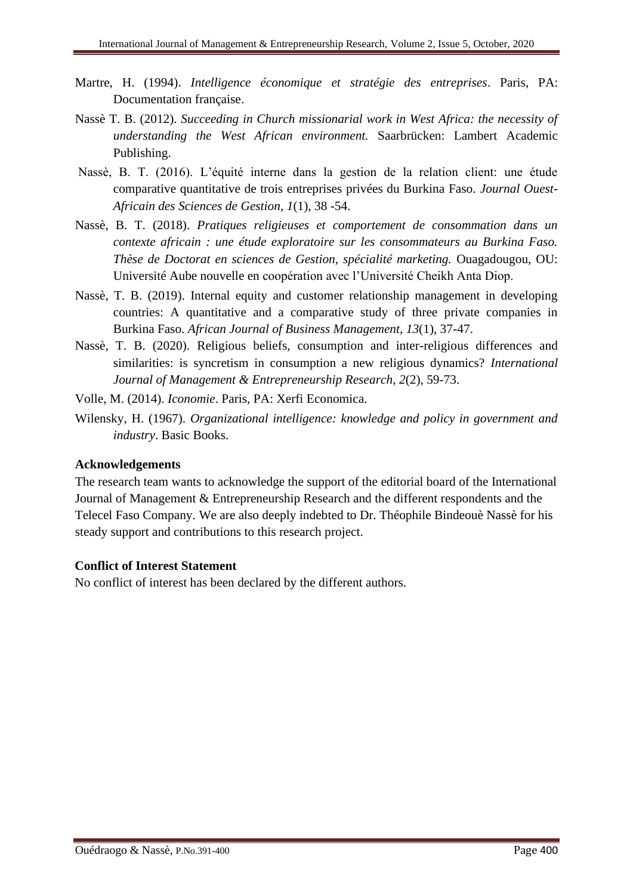Martre, H. (1994). *Intelligence économique et stratégie des entreprises*. Paris, PA: Documentation française.

Nassè T. B. (2012). *Succeeding in Church missionarial work in West Africa: the necessity of understanding the West African environment.* Saarbrücken: Lambert Academic Publishing.

Nassè, B. T. (2016). L'équité interne dans la gestion de la relation client: une étude comparative quantitative de trois entreprises privées du Burkina Faso. *Journal Ouest-Africain des Sciences de Gestion*, *1*(1), 38 -54.

Nassè, B. T. (2018). *Pratiques religieuses et comportement de consommation dans un contexte africain : une étude exploratoire sur les consommateurs au Burkina Faso. Thèse de Doctorat en sciences de Gestion, spécialité marketing.* Ouagadougou, OU: Université Aube nouvelle en coopération avec l'Université Cheikh Anta Diop.

Nassè, T. B. (2019). Internal equity and customer relationship management in developing countries: A quantitative and a comparative study of three private companies in Burkina Faso. *African Journal of Business Management*, *13*(1), 37-47.

Nassè, T. B. (2020). Religious beliefs, consumption and inter-religious differences and similarities: is syncretism in consumption a new religious dynamics? *International Journal of Management & Entrepreneurship Research*, *2*(2), 59-73.

Volle, M. (2014). *Iconomie*. Paris, PA: Xerfi Economica.

Wilensky, H. (1967). *Organizational intelligence: knowledge and policy in government and industry*. Basic Books.

**Acknowledgements**

The research team wants to acknowledge the support of the editorial board of the International Journal of Management & Entrepreneurship Research and the different respondents and the Telecel Faso Company. We are also deeply indebted to Dr. Théophile Bindeouè Nassè for his steady support and contributions to this research project.

**Conflict of Interest Statement**

No conflict of interest has been declared by the different authors.